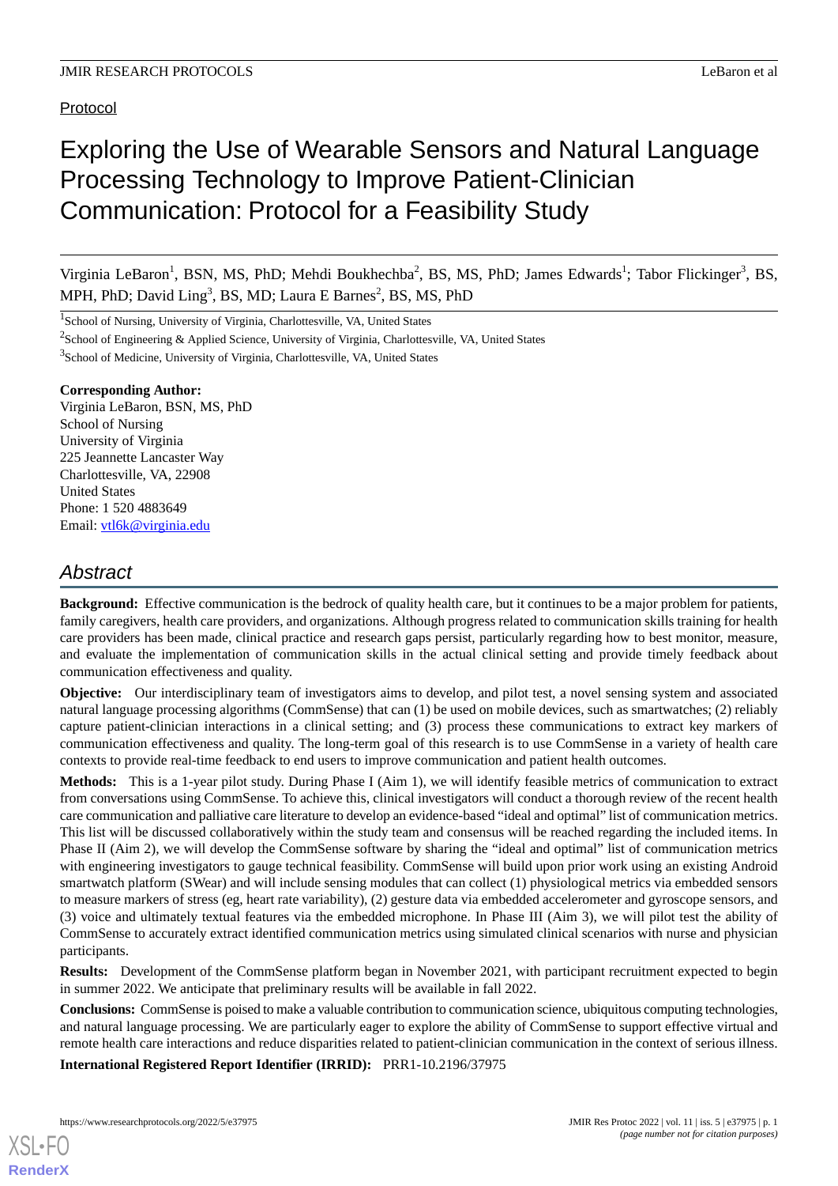Protocol

# Exploring the Use of Wearable Sensors and Natural Language Processing Technology to Improve Patient-Clinician Communication: Protocol for a Feasibility Study

Virginia LeBaron[1], BSN, MS, PhD; Mehdi Boukhechba[2], BS, MS, PhD; James Edwards[1]; Tabor Flickinger[3], BS, MPH, PhD; David Ling[3], BS, MD; Laura E Barnes[2], BS, MS, PhD

[1]School of Nursing, University of Virginia, Charlottesville, VA, United States

[2]School of Engineering & Applied Science, University of Virginia, Charlottesville, VA, United States

[3]School of Medicine, University of Virginia, Charlottesville, VA, United States

**Corresponding Author:**
Virginia LeBaron, BSN, MS, PhD
School of Nursing
University of Virginia
225 Jeannette Lancaster Way
Charlottesville, VA, 22908
United States
Phone: 1 520 4883649
Email: vtl6k@virginia.edu

## *Abstract*

**Background:** Effective communication is the bedrock of quality health care, but it continues to be a major problem for patients, family caregivers, health care providers, and organizations. Although progress related to communication skills training for health care providers has been made, clinical practice and research gaps persist, particularly regarding how to best monitor, measure, and evaluate the implementation of communication skills in the actual clinical setting and provide timely feedback about communication effectiveness and quality.

**Objective:** Our interdisciplinary team of investigators aims to develop, and pilot test, a novel sensing system and associated natural language processing algorithms (CommSense) that can (1) be used on mobile devices, such as smartwatches; (2) reliably capture patient-clinician interactions in a clinical setting; and (3) process these communications to extract key markers of communication effectiveness and quality. The long-term goal of this research is to use CommSense in a variety of health care contexts to provide real-time feedback to end users to improve communication and patient health outcomes.

**Methods:** This is a 1-year pilot study. During Phase I (Aim 1), we will identify feasible metrics of communication to extract from conversations using CommSense. To achieve this, clinical investigators will conduct a thorough review of the recent health care communication and palliative care literature to develop an evidence-based "ideal and optimal" list of communication metrics. This list will be discussed collaboratively within the study team and consensus will be reached regarding the included items. In Phase II (Aim 2), we will develop the CommSense software by sharing the "ideal and optimal" list of communication metrics with engineering investigators to gauge technical feasibility. CommSense will build upon prior work using an existing Android smartwatch platform (SWear) and will include sensing modules that can collect (1) physiological metrics via embedded sensors to measure markers of stress (eg, heart rate variability), (2) gesture data via embedded accelerometer and gyroscope sensors, and (3) voice and ultimately textual features via the embedded microphone. In Phase III (Aim 3), we will pilot test the ability of CommSense to accurately extract identified communication metrics using simulated clinical scenarios with nurse and physician participants.

**Results:** Development of the CommSense platform began in November 2021, with participant recruitment expected to begin in summer 2022. We anticipate that preliminary results will be available in fall 2022.

**Conclusions:** CommSense is poised to make a valuable contribution to communication science, ubiquitous computing technologies, and natural language processing. We are particularly eager to explore the ability of CommSense to support effective virtual and remote health care interactions and reduce disparities related to patient-clinician communication in the context of serious illness.

**International Registered Report Identifier (IRRID):** PRR1-10.2196/37975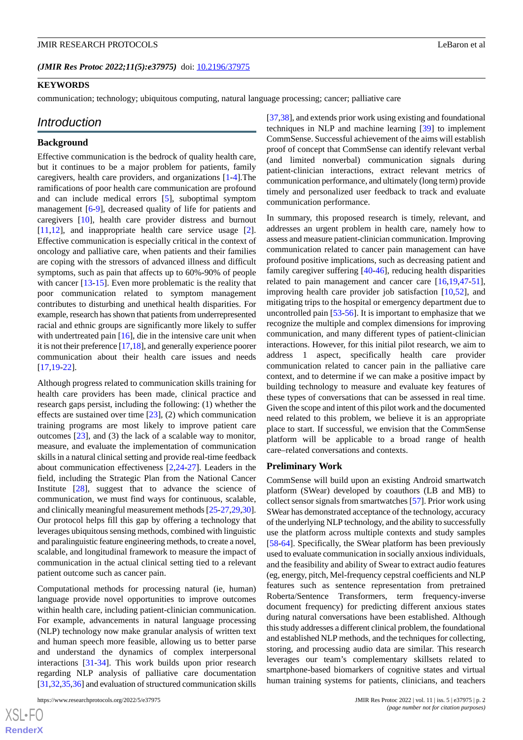*(JMIR Res Protoc 2022;11(5):e37975)* doi: 10.2196/37975

**KEYWORDS**

communication; technology; ubiquitous computing, natural language processing; cancer; palliative care

## Introduction

### Background

Effective communication is the bedrock of quality health care, but it continues to be a major problem for patients, family caregivers, health care providers, and organizations [1-4].The ramifications of poor health care communication are profound and can include medical errors [5], suboptimal symptom management [6-9], decreased quality of life for patients and caregivers [10], health care provider distress and burnout [11,12], and inappropriate health care service usage [2]. Effective communication is especially critical in the context of oncology and palliative care, when patients and their families are coping with the stressors of advanced illness and difficult symptoms, such as pain that affects up to 60%-90% of people with cancer [13-15]. Even more problematic is the reality that poor communication related to symptom management contributes to disturbing and unethical health disparities. For example, research has shown that patients from underrepresented racial and ethnic groups are significantly more likely to suffer with undertreated pain [16], die in the intensive care unit when it is not their preference [17,18], and generally experience poorer communication about their health care issues and needs [17,19-22].

Although progress related to communication skills training for health care providers has been made, clinical practice and research gaps persist, including the following: (1) whether the effects are sustained over time [23], (2) which communication training programs are most likely to improve patient care outcomes [23], and (3) the lack of a scalable way to monitor, measure, and evaluate the implementation of communication skills in a natural clinical setting and provide real-time feedback about communication effectiveness [2,24-27]. Leaders in the field, including the Strategic Plan from the National Cancer Institute [28], suggest that to advance the science of communication, we must find ways for continuous, scalable, and clinically meaningful measurement methods [25-27,29,30]. Our protocol helps fill this gap by offering a technology that leverages ubiquitous sensing methods, combined with linguistic and paralinguistic feature engineering methods, to create a novel, scalable, and longitudinal framework to measure the impact of communication in the actual clinical setting tied to a relevant patient outcome such as cancer pain.

Computational methods for processing natural (ie, human) language provide novel opportunities to improve outcomes within health care, including patient-clinician communication. For example, advancements in natural language processing (NLP) technology now make granular analysis of written text and human speech more feasible, allowing us to better parse and understand the dynamics of complex interpersonal interactions [31-34]. This work builds upon prior research regarding NLP analysis of palliative care documentation [31,32,35,36] and evaluation of structured communication skills [37,38], and extends prior work using existing and foundational techniques in NLP and machine learning [39] to implement CommSense. Successful achievement of the aims will establish proof of concept that CommSense can identify relevant verbal (and limited nonverbal) communication signals during patient-clinician interactions, extract relevant metrics of communication performance, and ultimately (long term) provide timely and personalized user feedback to track and evaluate communication performance.

In summary, this proposed research is timely, relevant, and addresses an urgent problem in health care, namely how to assess and measure patient-clinician communication. Improving communication related to cancer pain management can have profound positive implications, such as decreasing patient and family caregiver suffering [40-46], reducing health disparities related to pain management and cancer care [16,19,47-51], improving health care provider job satisfaction [10,52], and mitigating trips to the hospital or emergency department due to uncontrolled pain [53-56]. It is important to emphasize that we recognize the multiple and complex dimensions for improving communication, and many different types of patient-clinician interactions. However, for this initial pilot research, we aim to address 1 aspect, specifically health care provider communication related to cancer pain in the palliative care context, and to determine if we can make a positive impact by building technology to measure and evaluate key features of these types of conversations that can be assessed in real time. Given the scope and intent of this pilot work and the documented need related to this problem, we believe it is an appropriate place to start. If successful, we envision that the CommSense platform will be applicable to a broad range of health care–related conversations and contexts.

### Preliminary Work

CommSense will build upon an existing Android smartwatch platform (SWear) developed by coauthors (LB and MB) to collect sensor signals from smartwatches [57]. Prior work using SWear has demonstrated acceptance of the technology, accuracy of the underlying NLP technology, and the ability to successfully use the platform across multiple contexts and study samples [58-64]. Specifically, the SWear platform has been previously used to evaluate communication in socially anxious individuals, and the feasibility and ability of Swear to extract audio features (eg, energy, pitch, Mel-frequency cepstral coefficients and NLP features such as sentence representation from pretrained Roberta/Sentence Transformers, term frequency-inverse document frequency) for predicting different anxious states during natural conversations have been established. Although this study addresses a different clinical problem, the foundational and established NLP methods, and the techniques for collecting, storing, and processing audio data are similar. This research leverages our team's complementary skillsets related to smartphone-based biomarkers of cognitive states and virtual human training systems for patients, clinicians, and teachers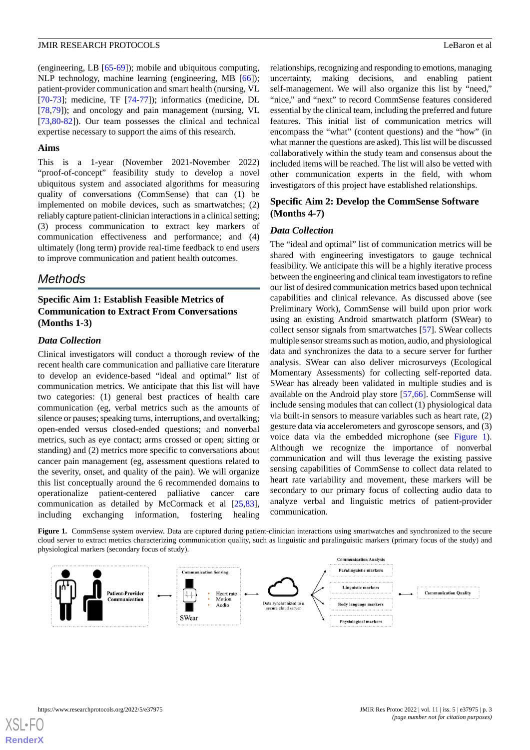(engineering, LB [65-69]); mobile and ubiquitous computing, NLP technology, machine learning (engineering, MB [66]); patient-provider communication and smart health (nursing, VL [70-73]; medicine, TF [74-77]); informatics (medicine, DL [78,79]); and oncology and pain management (nursing, VL [73,80-82]). Our team possesses the clinical and technical expertise necessary to support the aims of this research.

### Aims

This is a 1-year (November 2021-November 2022) "proof-of-concept" feasibility study to develop a novel ubiquitous system and associated algorithms for measuring quality of conversations (CommSense) that can (1) be implemented on mobile devices, such as smartwatches; (2) reliably capture patient-clinician interactions in a clinical setting; (3) process communication to extract key markers of communication effectiveness and performance; and (4) ultimately (long term) provide real-time feedback to end users to improve communication and patient health outcomes.

## Methods

### Specific Aim 1: Establish Feasible Metrics of Communication to Extract From Conversations (Months 1-3)

#### Data Collection

Clinical investigators will conduct a thorough review of the recent health care communication and palliative care literature to develop an evidence-based "ideal and optimal" list of communication metrics. We anticipate that this list will have two categories: (1) general best practices of health care communication (eg, verbal metrics such as the amounts of silence or pauses; speaking turns, interruptions, and overtalking; open-ended versus closed-ended questions; and nonverbal metrics, such as eye contact; arms crossed or open; sitting or standing) and (2) metrics more specific to conversations about cancer pain management (eg, assessment questions related to the severity, onset, and quality of the pain). We will organize this list conceptually around the 6 recommended domains to operationalize patient-centered palliative cancer care communication as detailed by McCormack et al [25,83], including exchanging information, fostering healing relationships, recognizing and responding to emotions, managing uncertainty, making decisions, and enabling patient self-management. We will also organize this list by "need," "nice," and "next" to record CommSense features considered essential by the clinical team, including the preferred and future features. This initial list of communication metrics will encompass the "what" (content questions) and the "how" (in what manner the questions are asked). This list will be discussed collaboratively within the study team and consensus about the included items will be reached. The list will also be vetted with other communication experts in the field, with whom investigators of this project have established relationships.

### Specific Aim 2: Develop the CommSense Software (Months 4-7)

#### Data Collection

The "ideal and optimal" list of communication metrics will be shared with engineering investigators to gauge technical feasibility. We anticipate this will be a highly iterative process between the engineering and clinical team investigators to refine our list of desired communication metrics based upon technical capabilities and clinical relevance. As discussed above (see Preliminary Work), CommSense will build upon prior work using an existing Android smartwatch platform (SWear) to collect sensor signals from smartwatches [57]. SWear collects multiple sensor streams such as motion, audio, and physiological data and synchronizes the data to a secure server for further analysis. SWear can also deliver microsurveys (Ecological Momentary Assessments) for collecting self-reported data. SWear has already been validated in multiple studies and is available on the Android play store [57,66]. CommSense will include sensing modules that can collect (1) physiological data via built-in sensors to measure variables such as heart rate, (2) gesture data via accelerometers and gyroscope sensors, and (3) voice data via the embedded microphone (see Figure 1). Although we recognize the importance of nonverbal communication and will thus leverage the existing passive sensing capabilities of CommSense to collect data related to heart rate variability and movement, these markers will be secondary to our primary focus of collecting audio data to analyze verbal and linguistic metrics of patient-provider communication.

**Figure 1.** CommSense system overview. Data are captured during patient-clinician interactions using smartwatches and synchronized to the secure cloud server to extract metrics characterizing communication quality, such as linguistic and paralinguistic markers (primary focus of the study) and physiological markers (secondary focus of study).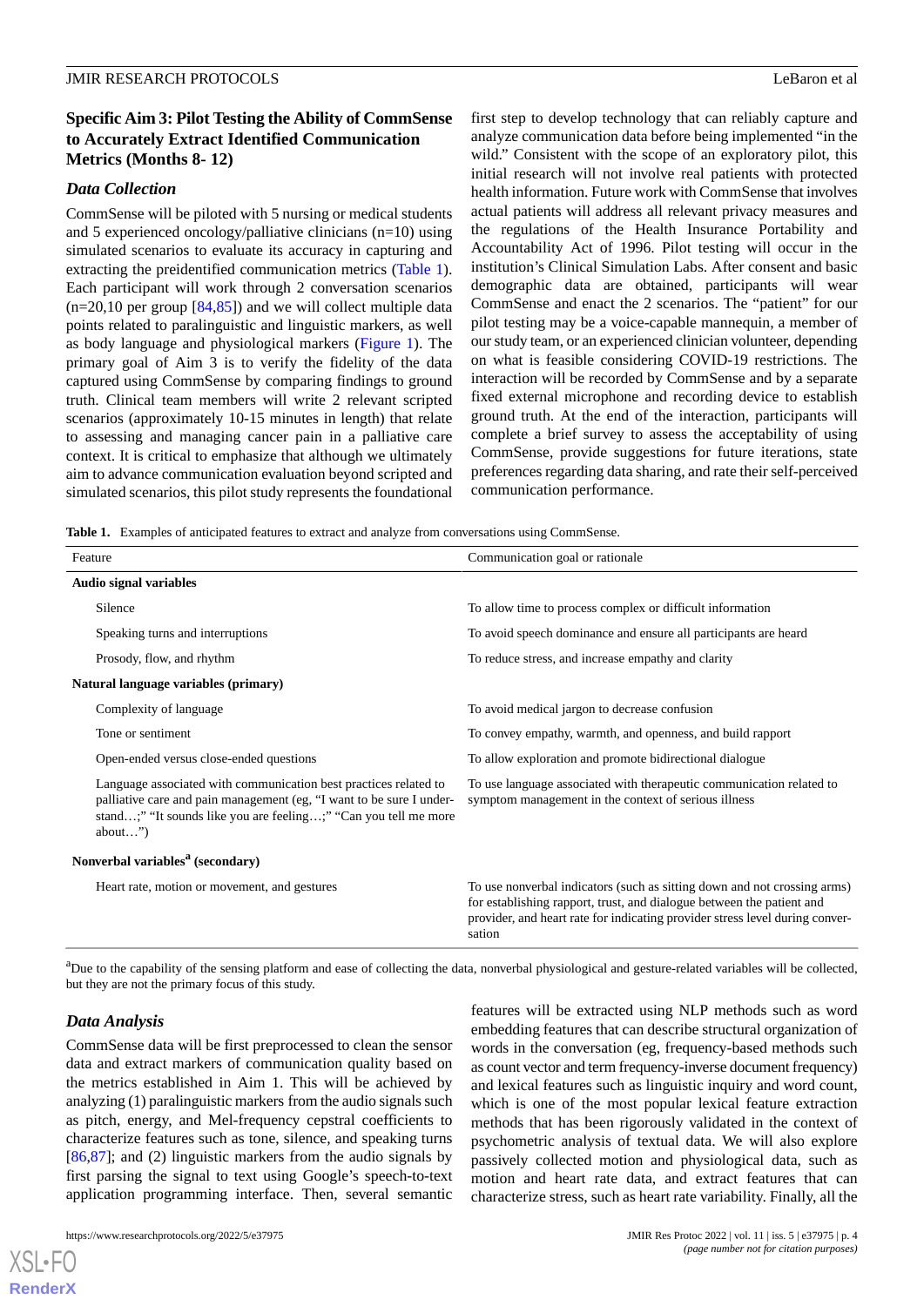### Specific Aim 3: Pilot Testing the Ability of CommSense to Accurately Extract Identified Communication Metrics (Months 8- 12)

#### *Data Collection*

CommSense will be piloted with 5 nursing or medical students and 5 experienced oncology/palliative clinicians (n=10) using simulated scenarios to evaluate its accuracy in capturing and extracting the preidentified communication metrics (Table 1). Each participant will work through 2 conversation scenarios (n=20,10 per group [84,85]) and we will collect multiple data points related to paralinguistic and linguistic markers, as well as body language and physiological markers (Figure 1). The primary goal of Aim 3 is to verify the fidelity of the data captured using CommSense by comparing findings to ground truth. Clinical team members will write 2 relevant scripted scenarios (approximately 10-15 minutes in length) that relate to assessing and managing cancer pain in a palliative care context. It is critical to emphasize that although we ultimately aim to advance communication evaluation beyond scripted and simulated scenarios, this pilot study represents the foundational first step to develop technology that can reliably capture and analyze communication data before being implemented "in the wild." Consistent with the scope of an exploratory pilot, this initial research will not involve real patients with protected health information. Future work with CommSense that involves actual patients will address all relevant privacy measures and the regulations of the Health Insurance Portability and Accountability Act of 1996. Pilot testing will occur in the institution's Clinical Simulation Labs. After consent and basic demographic data are obtained, participants will wear CommSense and enact the 2 scenarios. The "patient" for our pilot testing may be a voice-capable mannequin, a member of our study team, or an experienced clinician volunteer, depending on what is feasible considering COVID-19 restrictions. The interaction will be recorded by CommSense and by a separate fixed external microphone and recording device to establish ground truth. At the end of the interaction, participants will complete a brief survey to assess the acceptability of using CommSense, provide suggestions for future iterations, state preferences regarding data sharing, and rate their self-perceived communication performance.

**Table 1.** Examples of anticipated features to extract and analyze from conversations using CommSense.

| Feature | Communication goal or rationale |
|---|---|
| **Audio signal variables** | |
| Silence | To allow time to process complex or difficult information |
| Speaking turns and interruptions | To avoid speech dominance and ensure all participants are heard |
| Prosody, flow, and rhythm | To reduce stress, and increase empathy and clarity |
| **Natural language variables (primary)** | |
| Complexity of language | To avoid medical jargon to decrease confusion |
| Tone or sentiment | To convey empathy, warmth, and openness, and build rapport |
| Open-ended versus close-ended questions | To allow exploration and promote bidirectional dialogue |
| Language associated with communication best practices related to palliative care and pain management (eg, "I want to be sure I understand…;" "It sounds like you are feeling…;" "Can you tell me more about…") | To use language associated with therapeutic communication related to symptom management in the context of serious illness |
| **Nonverbal variables[a] (secondary)** | |
| Heart rate, motion or movement, and gestures | To use nonverbal indicators (such as sitting down and not crossing arms) for establishing rapport, trust, and dialogue between the patient and provider, and heart rate for indicating provider stress level during conversation |

[a]Due to the capability of the sensing platform and ease of collecting the data, nonverbal physiological and gesture-related variables will be collected, but they are not the primary focus of this study.

#### *Data Analysis*

CommSense data will be first preprocessed to clean the sensor data and extract markers of communication quality based on the metrics established in Aim 1. This will be achieved by analyzing (1) paralinguistic markers from the audio signals such as pitch, energy, and Mel-frequency cepstral coefficients to characterize features such as tone, silence, and speaking turns [86,87]; and (2) linguistic markers from the audio signals by first parsing the signal to text using Google's speech-to-text application programming interface. Then, several semantic features will be extracted using NLP methods such as word embedding features that can describe structural organization of words in the conversation (eg, frequency-based methods such as count vector and term frequency-inverse document frequency) and lexical features such as linguistic inquiry and word count, which is one of the most popular lexical feature extraction methods that has been rigorously validated in the context of psychometric analysis of textual data. We will also explore passively collected motion and physiological data, such as motion and heart rate data, and extract features that can characterize stress, such as heart rate variability. Finally, all the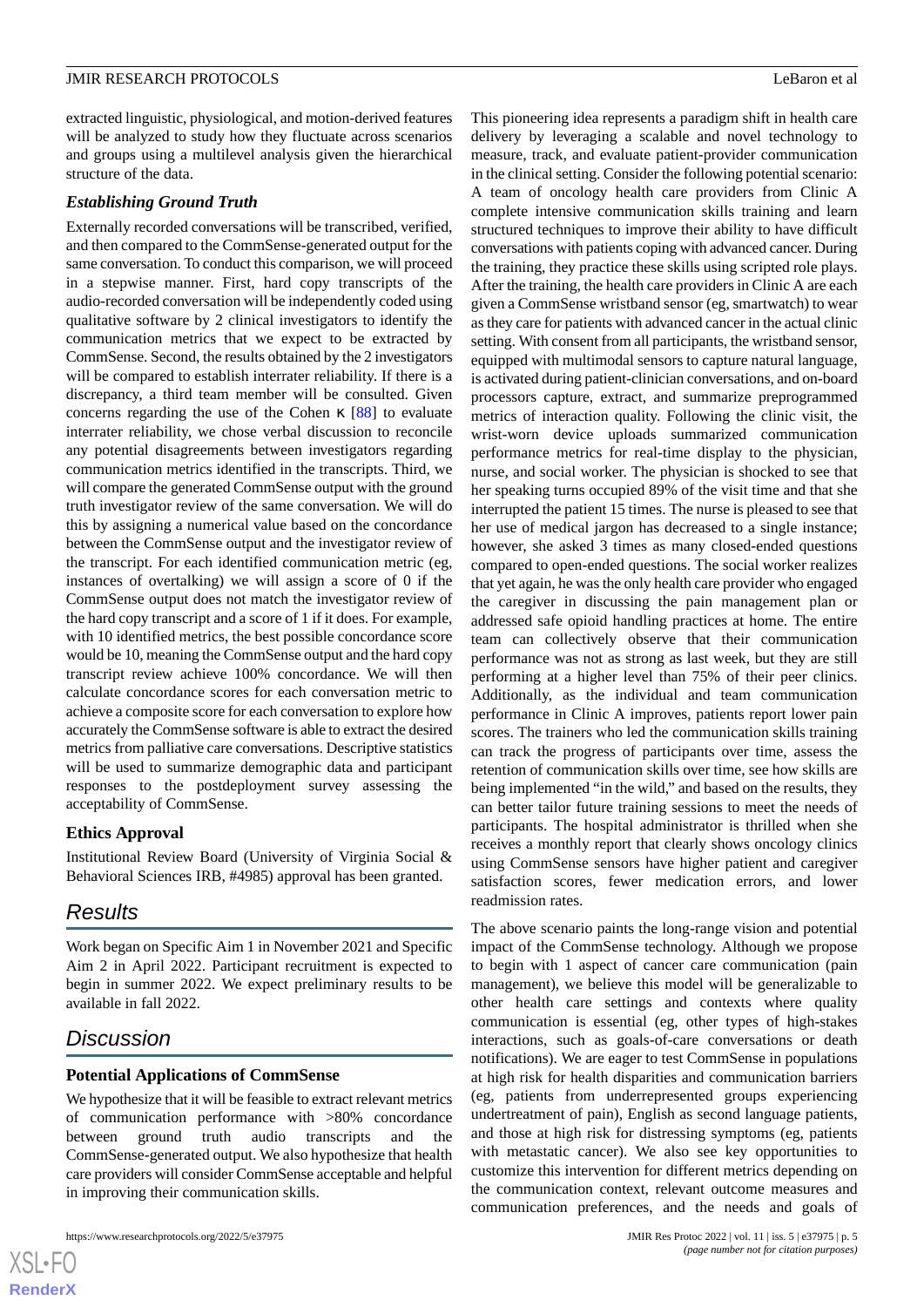extracted linguistic, physiological, and motion-derived features will be analyzed to study how they fluctuate across scenarios and groups using a multilevel analysis given the hierarchical structure of the data.

### *Establishing Ground Truth*

Externally recorded conversations will be transcribed, verified, and then compared to the CommSense-generated output for the same conversation. To conduct this comparison, we will proceed in a stepwise manner. First, hard copy transcripts of the audio-recorded conversation will be independently coded using qualitative software by 2 clinical investigators to identify the communication metrics that we expect to be extracted by CommSense. Second, the results obtained by the 2 investigators will be compared to establish interrater reliability. If there is a discrepancy, a third team member will be consulted. Given concerns regarding the use of the Cohen κ [88] to evaluate interrater reliability, we chose verbal discussion to reconcile any potential disagreements between investigators regarding communication metrics identified in the transcripts. Third, we will compare the generated CommSense output with the ground truth investigator review of the same conversation. We will do this by assigning a numerical value based on the concordance between the CommSense output and the investigator review of the transcript. For each identified communication metric (eg, instances of overtalking) we will assign a score of 0 if the CommSense output does not match the investigator review of the hard copy transcript and a score of 1 if it does. For example, with 10 identified metrics, the best possible concordance score would be 10, meaning the CommSense output and the hard copy transcript review achieve 100% concordance. We will then calculate concordance scores for each conversation metric to achieve a composite score for each conversation to explore how accurately the CommSense software is able to extract the desired metrics from palliative care conversations. Descriptive statistics will be used to summarize demographic data and participant responses to the postdeployment survey assessing the acceptability of CommSense.

### Ethics Approval

Institutional Review Board (University of Virginia Social & Behavioral Sciences IRB, #4985) approval has been granted.

## Results

Work began on Specific Aim 1 in November 2021 and Specific Aim 2 in April 2022. Participant recruitment is expected to begin in summer 2022. We expect preliminary results to be available in fall 2022.

## Discussion

### Potential Applications of CommSense

We hypothesize that it will be feasible to extract relevant metrics of communication performance with >80% concordance between ground truth audio transcripts and the CommSense-generated output. We also hypothesize that health care providers will consider CommSense acceptable and helpful in improving their communication skills.

This pioneering idea represents a paradigm shift in health care delivery by leveraging a scalable and novel technology to measure, track, and evaluate patient-provider communication in the clinical setting. Consider the following potential scenario: A team of oncology health care providers from Clinic A complete intensive communication skills training and learn structured techniques to improve their ability to have difficult conversations with patients coping with advanced cancer. During the training, they practice these skills using scripted role plays. After the training, the health care providers in Clinic A are each given a CommSense wristband sensor (eg, smartwatch) to wear as they care for patients with advanced cancer in the actual clinic setting. With consent from all participants, the wristband sensor, equipped with multimodal sensors to capture natural language, is activated during patient-clinician conversations, and on-board processors capture, extract, and summarize preprogrammed metrics of interaction quality. Following the clinic visit, the wrist-worn device uploads summarized communication performance metrics for real-time display to the physician, nurse, and social worker. The physician is shocked to see that her speaking turns occupied 89% of the visit time and that she interrupted the patient 15 times. The nurse is pleased to see that her use of medical jargon has decreased to a single instance; however, she asked 3 times as many closed-ended questions compared to open-ended questions. The social worker realizes that yet again, he was the only health care provider who engaged the caregiver in discussing the pain management plan or addressed safe opioid handling practices at home. The entire team can collectively observe that their communication performance was not as strong as last week, but they are still performing at a higher level than 75% of their peer clinics. Additionally, as the individual and team communication performance in Clinic A improves, patients report lower pain scores. The trainers who led the communication skills training can track the progress of participants over time, assess the retention of communication skills over time, see how skills are being implemented "in the wild," and based on the results, they can better tailor future training sessions to meet the needs of participants. The hospital administrator is thrilled when she receives a monthly report that clearly shows oncology clinics using CommSense sensors have higher patient and caregiver satisfaction scores, fewer medication errors, and lower readmission rates.

The above scenario paints the long-range vision and potential impact of the CommSense technology. Although we propose to begin with 1 aspect of cancer care communication (pain management), we believe this model will be generalizable to other health care settings and contexts where quality communication is essential (eg, other types of high-stakes interactions, such as goals-of-care conversations or death notifications). We are eager to test CommSense in populations at high risk for health disparities and communication barriers (eg, patients from underrepresented groups experiencing undertreatment of pain), English as second language patients, and those at high risk for distressing symptoms (eg, patients with metastatic cancer). We also see key opportunities to customize this intervention for different metrics depending on the communication context, relevant outcome measures and communication preferences, and the needs and goals of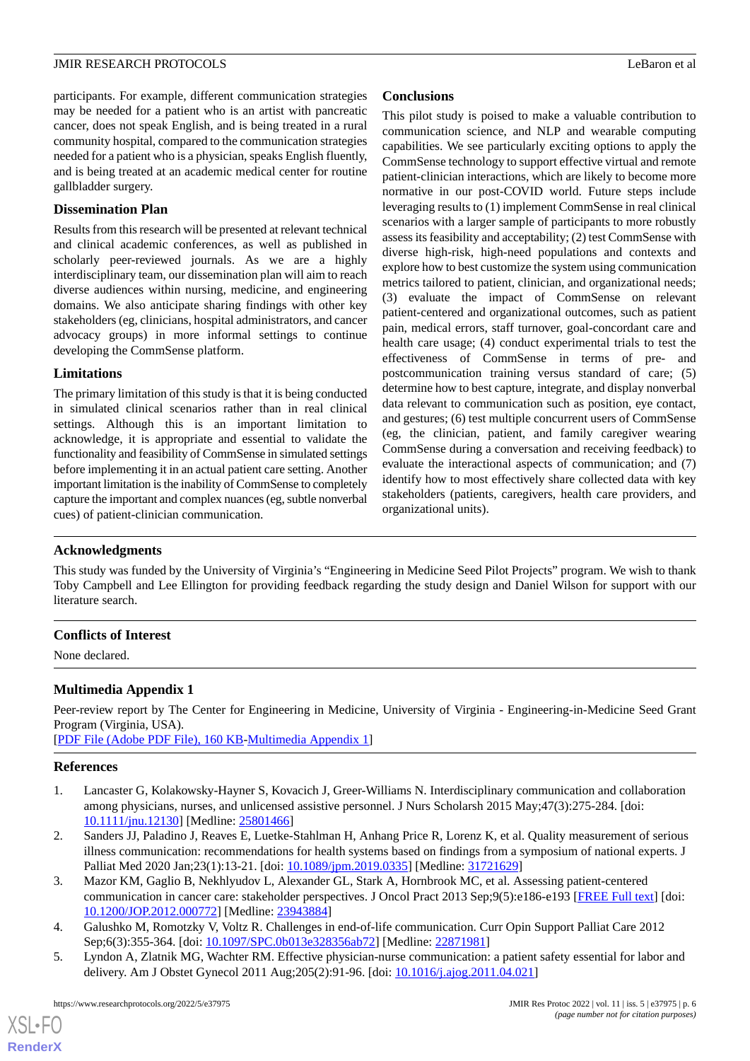participants. For example, different communication strategies may be needed for a patient who is an artist with pancreatic cancer, does not speak English, and is being treated in a rural community hospital, compared to the communication strategies needed for a patient who is a physician, speaks English fluently, and is being treated at an academic medical center for routine gallbladder surgery.

## Dissemination Plan

Results from this research will be presented at relevant technical and clinical academic conferences, as well as published in scholarly peer-reviewed journals. As we are a highly interdisciplinary team, our dissemination plan will aim to reach diverse audiences within nursing, medicine, and engineering domains. We also anticipate sharing findings with other key stakeholders (eg, clinicians, hospital administrators, and cancer advocacy groups) in more informal settings to continue developing the CommSense platform.

## Limitations

The primary limitation of this study is that it is being conducted in simulated clinical scenarios rather than in real clinical settings. Although this is an important limitation to acknowledge, it is appropriate and essential to validate the functionality and feasibility of CommSense in simulated settings before implementing it in an actual patient care setting. Another important limitation is the inability of CommSense to completely capture the important and complex nuances (eg, subtle nonverbal cues) of patient-clinician communication.

## Conclusions

This pilot study is poised to make a valuable contribution to communication science, and NLP and wearable computing capabilities. We see particularly exciting options to apply the CommSense technology to support effective virtual and remote patient-clinician interactions, which are likely to become more normative in our post-COVID world. Future steps include leveraging results to (1) implement CommSense in real clinical scenarios with a larger sample of participants to more robustly assess its feasibility and acceptability; (2) test CommSense with diverse high-risk, high-need populations and contexts and explore how to best customize the system using communication metrics tailored to patient, clinician, and organizational needs; (3) evaluate the impact of CommSense on relevant patient-centered and organizational outcomes, such as patient pain, medical errors, staff turnover, goal-concordant care and health care usage; (4) conduct experimental trials to test the effectiveness of CommSense in terms of pre- and postcommunication training versus standard of care; (5) determine how to best capture, integrate, and display nonverbal data relevant to communication such as position, eye contact, and gestures; (6) test multiple concurrent users of CommSense (eg, the clinician, patient, and family caregiver wearing CommSense during a conversation and receiving feedback) to evaluate the interactional aspects of communication; and (7) identify how to most effectively share collected data with key stakeholders (patients, caregivers, health care providers, and organizational units).

## Acknowledgments

This study was funded by the University of Virginia's "Engineering in Medicine Seed Pilot Projects" program. We wish to thank Toby Campbell and Lee Ellington for providing feedback regarding the study design and Daniel Wilson for support with our literature search.

## Conflicts of Interest

None declared.

## Multimedia Appendix 1

Peer-review report by The Center for Engineering in Medicine, University of Virginia - Engineering-in-Medicine Seed Grant Program (Virginia, USA).

[PDF File (Adobe PDF File), 160 KB-Multimedia Appendix 1]

## References

1. Lancaster G, Kolakowsky-Hayner S, Kovacich J, Greer-Williams N. Interdisciplinary communication and collaboration among physicians, nurses, and unlicensed assistive personnel. J Nurs Scholarsh 2015 May;47(3):275-284. [doi: 10.1111/jnu.12130] [Medline: 25801466]
2. Sanders JJ, Paladino J, Reaves E, Luetke-Stahlman H, Anhang Price R, Lorenz K, et al. Quality measurement of serious illness communication: recommendations for health systems based on findings from a symposium of national experts. J Palliat Med 2020 Jan;23(1):13-21. [doi: 10.1089/jpm.2019.0335] [Medline: 31721629]
3. Mazor KM, Gaglio B, Nekhlyudov L, Alexander GL, Stark A, Hornbrook MC, et al. Assessing patient-centered communication in cancer care: stakeholder perspectives. J Oncol Pract 2013 Sep;9(5):e186-e193 [FREE Full text] [doi: 10.1200/JOP.2012.000772] [Medline: 23943884]
4. Galushko M, Romotzky V, Voltz R. Challenges in end-of-life communication. Curr Opin Support Palliat Care 2012 Sep;6(3):355-364. [doi: 10.1097/SPC.0b013e328356ab72] [Medline: 22871981]
5. Lyndon A, Zlatnik MG, Wachter RM. Effective physician-nurse communication: a patient safety essential for labor and delivery. Am J Obstet Gynecol 2011 Aug;205(2):91-96. [doi: 10.1016/j.ajog.2011.04.021]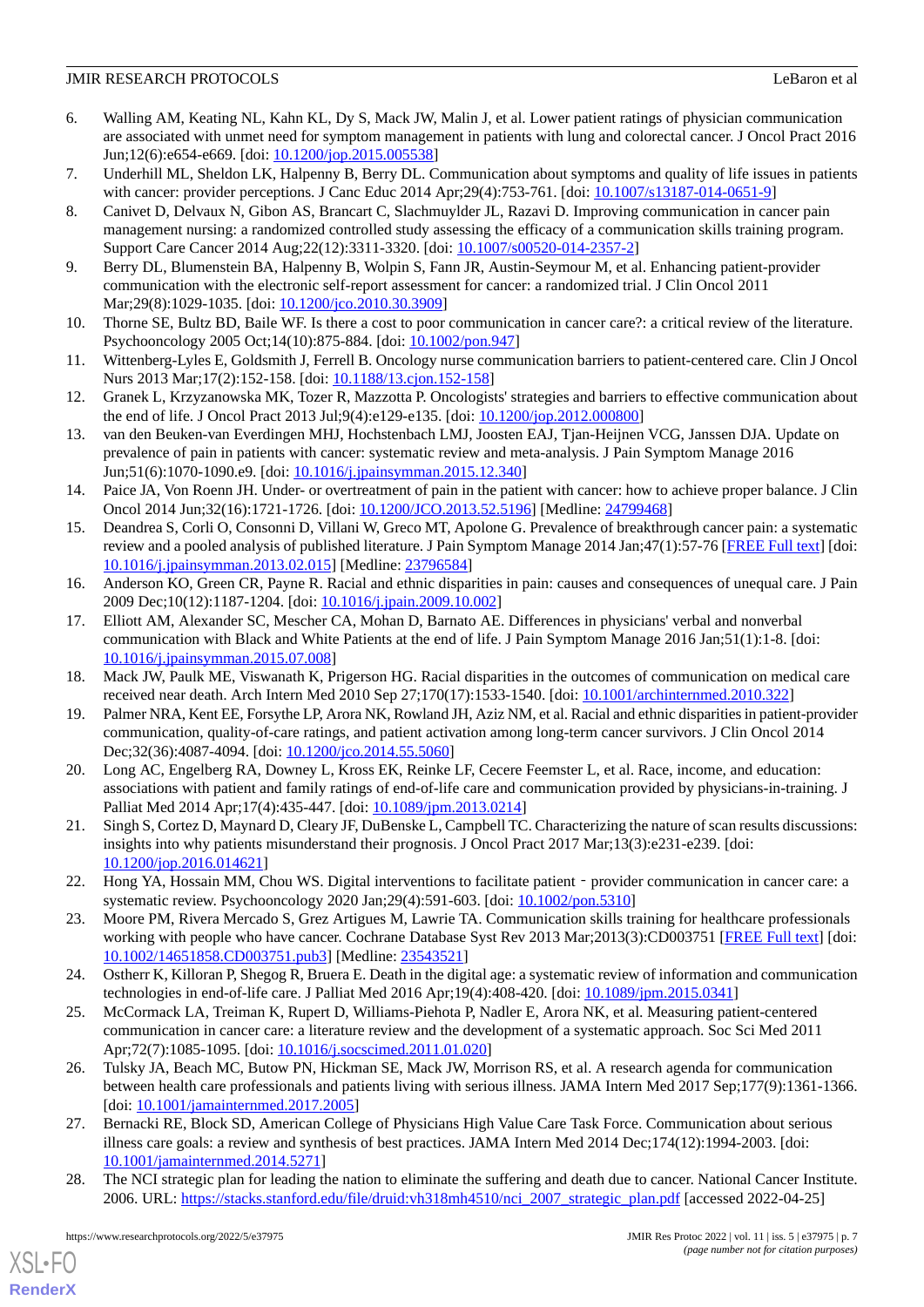6. Walling AM, Keating NL, Kahn KL, Dy S, Mack JW, Malin J, et al. Lower patient ratings of physician communication are associated with unmet need for symptom management in patients with lung and colorectal cancer. J Oncol Pract 2016 Jun;12(6):e654-e669. [doi: 10.1200/jop.2015.005538]
7. Underhill ML, Sheldon LK, Halpenny B, Berry DL. Communication about symptoms and quality of life issues in patients with cancer: provider perceptions. J Canc Educ 2014 Apr;29(4):753-761. [doi: 10.1007/s13187-014-0651-9]
8. Canivet D, Delvaux N, Gibon AS, Brancart C, Slachmuylder JL, Razavi D. Improving communication in cancer pain management nursing: a randomized controlled study assessing the efficacy of a communication skills training program. Support Care Cancer 2014 Aug;22(12):3311-3320. [doi: 10.1007/s00520-014-2357-2]
9. Berry DL, Blumenstein BA, Halpenny B, Wolpin S, Fann JR, Austin-Seymour M, et al. Enhancing patient-provider communication with the electronic self-report assessment for cancer: a randomized trial. J Clin Oncol 2011 Mar;29(8):1029-1035. [doi: 10.1200/jco.2010.30.3909]
10. Thorne SE, Bultz BD, Baile WF. Is there a cost to poor communication in cancer care?: a critical review of the literature. Psychooncology 2005 Oct;14(10):875-884. [doi: 10.1002/pon.947]
11. Wittenberg-Lyles E, Goldsmith J, Ferrell B. Oncology nurse communication barriers to patient-centered care. Clin J Oncol Nurs 2013 Mar;17(2):152-158. [doi: 10.1188/13.cjon.152-158]
12. Granek L, Krzyzanowska MK, Tozer R, Mazzotta P. Oncologists' strategies and barriers to effective communication about the end of life. J Oncol Pract 2013 Jul;9(4):e129-e135. [doi: 10.1200/jop.2012.000800]
13. van den Beuken-van Everdingen MHJ, Hochstenbach LMJ, Joosten EAJ, Tjan-Heijnen VCG, Janssen DJA. Update on prevalence of pain in patients with cancer: systematic review and meta-analysis. J Pain Symptom Manage 2016 Jun;51(6):1070-1090.e9. [doi: 10.1016/j.jpainsymman.2015.12.340]
14. Paice JA, Von Roenn JH. Under- or overtreatment of pain in the patient with cancer: how to achieve proper balance. J Clin Oncol 2014 Jun;32(16):1721-1726. [doi: 10.1200/JCO.2013.52.5196] [Medline: 24799468]
15. Deandrea S, Corli O, Consonni D, Villani W, Greco MT, Apolone G. Prevalence of breakthrough cancer pain: a systematic review and a pooled analysis of published literature. J Pain Symptom Manage 2014 Jan;47(1):57-76 [FREE Full text] [doi: 10.1016/j.jpainsymman.2013.02.015] [Medline: 23796584]
16. Anderson KO, Green CR, Payne R. Racial and ethnic disparities in pain: causes and consequences of unequal care. J Pain 2009 Dec;10(12):1187-1204. [doi: 10.1016/j.jpain.2009.10.002]
17. Elliott AM, Alexander SC, Mescher CA, Mohan D, Barnato AE. Differences in physicians' verbal and nonverbal communication with Black and White Patients at the end of life. J Pain Symptom Manage 2016 Jan;51(1):1-8. [doi: 10.1016/j.jpainsymman.2015.07.008]
18. Mack JW, Paulk ME, Viswanath K, Prigerson HG. Racial disparities in the outcomes of communication on medical care received near death. Arch Intern Med 2010 Sep 27;170(17):1533-1540. [doi: 10.1001/archinternmed.2010.322]
19. Palmer NRA, Kent EE, Forsythe LP, Arora NK, Rowland JH, Aziz NM, et al. Racial and ethnic disparities in patient-provider communication, quality-of-care ratings, and patient activation among long-term cancer survivors. J Clin Oncol 2014 Dec;32(36):4087-4094. [doi: 10.1200/jco.2014.55.5060]
20. Long AC, Engelberg RA, Downey L, Kross EK, Reinke LF, Cecere Feemster L, et al. Race, income, and education: associations with patient and family ratings of end-of-life care and communication provided by physicians-in-training. J Palliat Med 2014 Apr;17(4):435-447. [doi: 10.1089/jpm.2013.0214]
21. Singh S, Cortez D, Maynard D, Cleary JF, DuBenske L, Campbell TC. Characterizing the nature of scan results discussions: insights into why patients misunderstand their prognosis. J Oncol Pract 2017 Mar;13(3):e231-e239. [doi: 10.1200/jop.2016.014621]
22. Hong YA, Hossain MM, Chou WS. Digital interventions to facilitate patient‐provider communication in cancer care: a systematic review. Psychooncology 2020 Jan;29(4):591-603. [doi: 10.1002/pon.5310]
23. Moore PM, Rivera Mercado S, Grez Artigues M, Lawrie TA. Communication skills training for healthcare professionals working with people who have cancer. Cochrane Database Syst Rev 2013 Mar;2013(3):CD003751 [FREE Full text] [doi: 10.1002/14651858.CD003751.pub3] [Medline: 23543521]
24. Ostherr K, Killoran P, Shegog R, Bruera E. Death in the digital age: a systematic review of information and communication technologies in end-of-life care. J Palliat Med 2016 Apr;19(4):408-420. [doi: 10.1089/jpm.2015.0341]
25. McCormack LA, Treiman K, Rupert D, Williams-Piehota P, Nadler E, Arora NK, et al. Measuring patient-centered communication in cancer care: a literature review and the development of a systematic approach. Soc Sci Med 2011 Apr;72(7):1085-1095. [doi: 10.1016/j.socscimed.2011.01.020]
26. Tulsky JA, Beach MC, Butow PN, Hickman SE, Mack JW, Morrison RS, et al. A research agenda for communication between health care professionals and patients living with serious illness. JAMA Intern Med 2017 Sep;177(9):1361-1366. [doi: 10.1001/jamainternmed.2017.2005]
27. Bernacki RE, Block SD, American College of Physicians High Value Care Task Force. Communication about serious illness care goals: a review and synthesis of best practices. JAMA Intern Med 2014 Dec;174(12):1994-2003. [doi: 10.1001/jamainternmed.2014.5271]
28. The NCI strategic plan for leading the nation to eliminate the suffering and death due to cancer. National Cancer Institute. 2006. URL: https://stacks.stanford.edu/file/druid:vh318mh4510/nci_2007_strategic_plan.pdf [accessed 2022-04-25]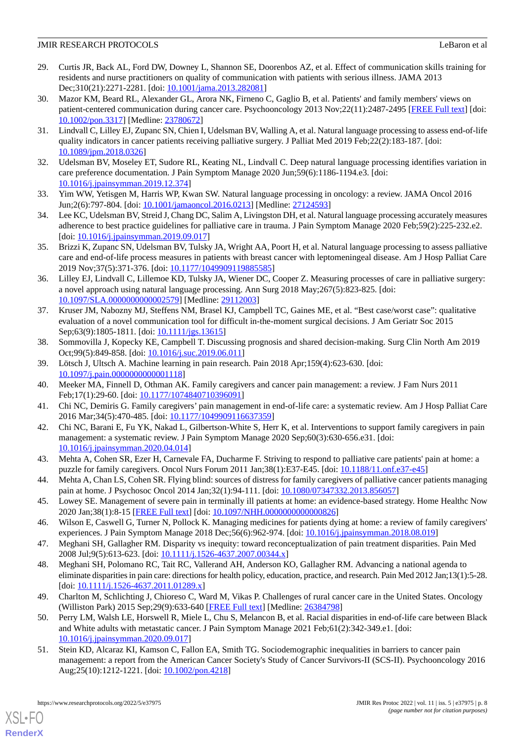29. Curtis JR, Back AL, Ford DW, Downey L, Shannon SE, Doorenbos AZ, et al. Effect of communication skills training for residents and nurse practitioners on quality of communication with patients with serious illness. JAMA 2013 Dec;310(21):2271-2281. [doi: 10.1001/jama.2013.282081]
30. Mazor KM, Beard RL, Alexander GL, Arora NK, Firneno C, Gaglio B, et al. Patients' and family members' views on patient-centered communication during cancer care. Psychooncology 2013 Nov;22(11):2487-2495 [FREE Full text] [doi: 10.1002/pon.3317] [Medline: 23780672]
31. Lindvall C, Lilley EJ, Zupanc SN, Chien I, Udelsman BV, Walling A, et al. Natural language processing to assess end-of-life quality indicators in cancer patients receiving palliative surgery. J Palliat Med 2019 Feb;22(2):183-187. [doi: 10.1089/jpm.2018.0326]
32. Udelsman BV, Moseley ET, Sudore RL, Keating NL, Lindvall C. Deep natural language processing identifies variation in care preference documentation. J Pain Symptom Manage 2020 Jun;59(6):1186-1194.e3. [doi: 10.1016/j.jpainsymman.2019.12.374]
33. Yim WW, Yetisgen M, Harris WP, Kwan SW. Natural language processing in oncology: a review. JAMA Oncol 2016 Jun;2(6):797-804. [doi: 10.1001/jamaoncol.2016.0213] [Medline: 27124593]
34. Lee KC, Udelsman BV, Streid J, Chang DC, Salim A, Livingston DH, et al. Natural language processing accurately measures adherence to best practice guidelines for palliative care in trauma. J Pain Symptom Manage 2020 Feb;59(2):225-232.e2. [doi: 10.1016/j.jpainsymman.2019.09.017]
35. Brizzi K, Zupanc SN, Udelsman BV, Tulsky JA, Wright AA, Poort H, et al. Natural language processing to assess palliative care and end-of-life process measures in patients with breast cancer with leptomeningeal disease. Am J Hosp Palliat Care 2019 Nov;37(5):371-376. [doi: 10.1177/1049909119885585]
36. Lilley EJ, Lindvall C, Lillemoe KD, Tulsky JA, Wiener DC, Cooper Z. Measuring processes of care in palliative surgery: a novel approach using natural language processing. Ann Surg 2018 May;267(5):823-825. [doi: 10.1097/SLA.0000000000002579] [Medline: 29112003]
37. Kruser JM, Nabozny MJ, Steffens NM, Brasel KJ, Campbell TC, Gaines ME, et al. "Best case/worst case": qualitative evaluation of a novel communication tool for difficult in-the-moment surgical decisions. J Am Geriatr Soc 2015 Sep;63(9):1805-1811. [doi: 10.1111/jgs.13615]
38. Sommovilla J, Kopecky KE, Campbell T. Discussing prognosis and shared decision-making. Surg Clin North Am 2019 Oct;99(5):849-858. [doi: 10.1016/j.suc.2019.06.011]
39. Lötsch J, Ultsch A. Machine learning in pain research. Pain 2018 Apr;159(4):623-630. [doi: 10.1097/j.pain.0000000000001118]
40. Meeker MA, Finnell D, Othman AK. Family caregivers and cancer pain management: a review. J Fam Nurs 2011 Feb;17(1):29-60. [doi: 10.1177/1074840710396091]
41. Chi NC, Demiris G. Family caregivers' pain management in end-of-life care: a systematic review. Am J Hosp Palliat Care 2016 Mar;34(5):470-485. [doi: 10.1177/1049909116637359]
42. Chi NC, Barani E, Fu YK, Nakad L, Gilbertson-White S, Herr K, et al. Interventions to support family caregivers in pain management: a systematic review. J Pain Symptom Manage 2020 Sep;60(3):630-656.e31. [doi: 10.1016/j.jpainsymman.2020.04.014]
43. Mehta A, Cohen SR, Ezer H, Carnevale FA, Ducharme F. Striving to respond to palliative care patients' pain at home: a puzzle for family caregivers. Oncol Nurs Forum 2011 Jan;38(1):E37-E45. [doi: 10.1188/11.onf.e37-e45]
44. Mehta A, Chan LS, Cohen SR. Flying blind: sources of distress for family caregivers of palliative cancer patients managing pain at home. J Psychosoc Oncol 2014 Jan;32(1):94-111. [doi: 10.1080/07347332.2013.856057]
45. Lowey SE. Management of severe pain in terminally ill patients at home: an evidence-based strategy. Home Healthc Now 2020 Jan;38(1):8-15 [FREE Full text] [doi: 10.1097/NHH.0000000000000826]
46. Wilson E, Caswell G, Turner N, Pollock K. Managing medicines for patients dying at home: a review of family caregivers' experiences. J Pain Symptom Manage 2018 Dec;56(6):962-974. [doi: 10.1016/j.jpainsymman.2018.08.019]
47. Meghani SH, Gallagher RM. Disparity vs inequity: toward reconceptualization of pain treatment disparities. Pain Med 2008 Jul;9(5):613-623. [doi: 10.1111/j.1526-4637.2007.00344.x]
48. Meghani SH, Polomano RC, Tait RC, Vallerand AH, Anderson KO, Gallagher RM. Advancing a national agenda to eliminate disparities in pain care: directions for health policy, education, practice, and research. Pain Med 2012 Jan;13(1):5-28. [doi: 10.1111/j.1526-4637.2011.01289.x]
49. Charlton M, Schlichting J, Chioreso C, Ward M, Vikas P. Challenges of rural cancer care in the United States. Oncology (Williston Park) 2015 Sep;29(9):633-640 [FREE Full text] [Medline: 26384798]
50. Perry LM, Walsh LE, Horswell R, Miele L, Chu S, Melancon B, et al. Racial disparities in end-of-life care between Black and White adults with metastatic cancer. J Pain Symptom Manage 2021 Feb;61(2):342-349.e1. [doi: 10.1016/j.jpainsymman.2020.09.017]
51. Stein KD, Alcaraz KI, Kamson C, Fallon EA, Smith TG. Sociodemographic inequalities in barriers to cancer pain management: a report from the American Cancer Society's Study of Cancer Survivors-II (SCS-II). Psychooncology 2016 Aug;25(10):1212-1221. [doi: 10.1002/pon.4218]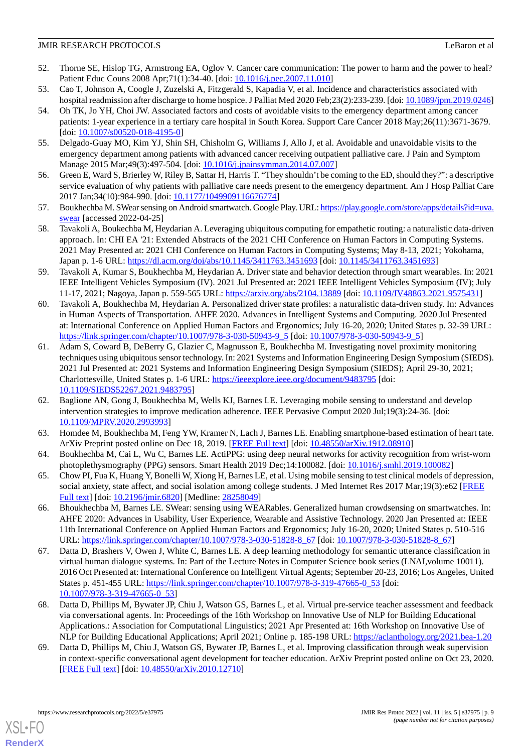52. Thorne SE, Hislop TG, Armstrong EA, Oglov V. Cancer care communication: The power to harm and the power to heal? Patient Educ Couns 2008 Apr;71(1):34-40. [doi: 10.1016/j.pec.2007.11.010]
53. Cao T, Johnson A, Coogle J, Zuzelski A, Fitzgerald S, Kapadia V, et al. Incidence and characteristics associated with hospital readmission after discharge to home hospice. J Palliat Med 2020 Feb;23(2):233-239. [doi: 10.1089/jpm.2019.0246]
54. Oh TK, Jo YH, Choi JW. Associated factors and costs of avoidable visits to the emergency department among cancer patients: 1-year experience in a tertiary care hospital in South Korea. Support Care Cancer 2018 May;26(11):3671-3679. [doi: 10.1007/s00520-018-4195-0]
55. Delgado-Guay MO, Kim YJ, Shin SH, Chisholm G, Williams J, Allo J, et al. Avoidable and unavoidable visits to the emergency department among patients with advanced cancer receiving outpatient palliative care. J Pain and Symptom Manage 2015 Mar;49(3):497-504. [doi: 10.1016/j.jpainsymman.2014.07.007]
56. Green E, Ward S, Brierley W, Riley B, Sattar H, Harris T. "They shouldn't be coming to the ED, should they?": a descriptive service evaluation of why patients with palliative care needs present to the emergency department. Am J Hosp Palliat Care 2017 Jan;34(10):984-990. [doi: 10.1177/1049909116676774]
57. Boukhechba M. SWear sensing on Android smartwatch. Google Play. URL: https://play.google.com/store/apps/details?id=uva.swear [accessed 2022-04-25]
58. Tavakoli A, Boukhechba M, Heydarian A. Leveraging ubiquitous computing for empathetic routing: a naturalistic data-driven approach. In: CHI EA '21: Extended Abstracts of the 2021 CHI Conference on Human Factors in Computing Systems. 2021 May Presented at: 2021 CHI Conference on Human Factors in Computing Systems; May 8-13, 2021; Yokohama, Japan p. 1-6 URL: https://dl.acm.org/doi/abs/10.1145/3411763.3451693 [doi: 10.1145/3411763.3451693]
59. Tavakoli A, Kumar S, Boukhechba M, Heydarian A. Driver state and behavior detection through smart wearables. In: 2021 IEEE Intelligent Vehicles Symposium (IV). 2021 Jul Presented at: 2021 IEEE Intelligent Vehicles Symposium (IV); July 11-17, 2021; Nagoya, Japan p. 559-565 URL: https://arxiv.org/abs/2104.13889 [doi: 10.1109/IV48863.2021.9575431]
60. Tavakoli A, Boukhechba M, Heydarian A. Personalized driver state profiles: a naturalistic data-driven study. In: Advances in Human Aspects of Transportation. AHFE 2020. Advances in Intelligent Systems and Computing. 2020 Jul Presented at: International Conference on Applied Human Factors and Ergonomics; July 16-20, 2020; United States p. 32-39 URL: https://link.springer.com/chapter/10.1007/978-3-030-50943-9_5 [doi: 10.1007/978-3-030-50943-9_5]
61. Adam S, Coward B, DeBerry G, Glazier C, Magnusson E, Boukhechba M. Investigating novel proximity monitoring techniques using ubiquitous sensor technology. In: 2021 Systems and Information Engineering Design Symposium (SIEDS). 2021 Jul Presented at: 2021 Systems and Information Engineering Design Symposium (SIEDS); April 29-30, 2021; Charlottesville, United States p. 1-6 URL: https://ieeexplore.ieee.org/document/9483795 [doi: 10.1109/SIEDS52267.2021.9483795]
62. Baglione AN, Gong J, Boukhechba M, Wells KJ, Barnes LE. Leveraging mobile sensing to understand and develop intervention strategies to improve medication adherence. IEEE Pervasive Comput 2020 Jul;19(3):24-36. [doi: 10.1109/MPRV.2020.2993993]
63. Homdee M, Boukhechba M, Feng YW, Kramer N, Lach J, Barnes LE. Enabling smartphone-based estimation of heart tate. ArXiv Preprint posted online on Dec 18, 2019. [FREE Full text] [doi: 10.48550/arXiv.1912.08910]
64. Boukhechba M, Cai L, Wu C, Barnes LE. ActiPPG: using deep neural networks for activity recognition from wrist-worn photoplethysmography (PPG) sensors. Smart Health 2019 Dec;14:100082. [doi: 10.1016/j.smhl.2019.100082]
65. Chow PI, Fua K, Huang Y, Bonelli W, Xiong H, Barnes LE, et al. Using mobile sensing to test clinical models of depression, social anxiety, state affect, and social isolation among college students. J Med Internet Res 2017 Mar;19(3):e62 [FREE Full text] [doi: 10.2196/jmir.6820] [Medline: 28258049]
66. Bhoukhechba M, Barnes LE. SWear: sensing using WEARables. Generalized human crowdsensing on smartwatches. In: AHFE 2020: Advances in Usability, User Experience, Wearable and Assistive Technology. 2020 Jan Presented at: IEEE 11th International Conference on Applied Human Factors and Ergonomics; July 16-20, 2020; United States p. 510-516 URL: https://link.springer.com/chapter/10.1007/978-3-030-51828-8_67 [doi: 10.1007/978-3-030-51828-8_67]
67. Datta D, Brashers V, Owen J, White C, Barnes LE. A deep learning methodology for semantic utterance classification in virtual human dialogue systems. In: Part of the Lecture Notes in Computer Science book series (LNAI,volume 10011). 2016 Oct Presented at: International Conference on Intelligent Virtual Agents; September 20-23, 2016; Los Angeles, United States p. 451-455 URL: https://link.springer.com/chapter/10.1007/978-3-319-47665-0_53 [doi: 10.1007/978-3-319-47665-0_53]
68. Datta D, Phillips M, Bywater JP, Chiu J, Watson GS, Barnes L, et al. Virtual pre-service teacher assessment and feedback via conversational agents. In: Proceedings of the 16th Workshop on Innovative Use of NLP for Building Educational Applications.: Association for Computational Linguistics; 2021 Apr Presented at: 16th Workshop on Innovative Use of NLP for Building Educational Applications; April 2021; Online p. 185-198 URL: https://aclanthology.org/2021.bea-1.20
69. Datta D, Phillips M, Chiu J, Watson GS, Bywater JP, Barnes L, et al. Improving classification through weak supervision in context-specific conversational agent development for teacher education. ArXiv Preprint posted online on Oct 23, 2020. [FREE Full text] [doi: 10.48550/arXiv.2010.12710]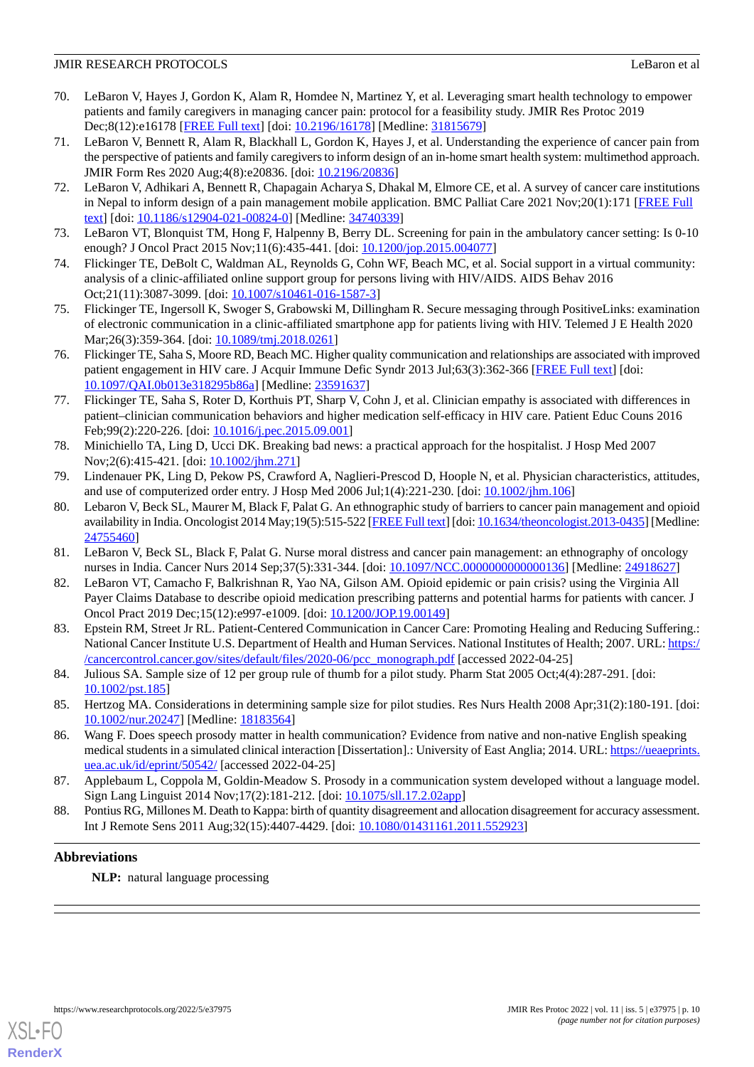70. LeBaron V, Hayes J, Gordon K, Alam R, Homdee N, Martinez Y, et al. Leveraging smart health technology to empower patients and family caregivers in managing cancer pain: protocol for a feasibility study. JMIR Res Protoc 2019 Dec;8(12):e16178 [FREE Full text] [doi: 10.2196/16178] [Medline: 31815679]
71. LeBaron V, Bennett R, Alam R, Blackhall L, Gordon K, Hayes J, et al. Understanding the experience of cancer pain from the perspective of patients and family caregivers to inform design of an in-home smart health system: multimethod approach. JMIR Form Res 2020 Aug;4(8):e20836. [doi: 10.2196/20836]
72. LeBaron V, Adhikari A, Bennett R, Chapagain Acharya S, Dhakal M, Elmore CE, et al. A survey of cancer care institutions in Nepal to inform design of a pain management mobile application. BMC Palliat Care 2021 Nov;20(1):171 [FREE Full text] [doi: 10.1186/s12904-021-00824-0] [Medline: 34740339]
73. LeBaron VT, Blonquist TM, Hong F, Halpenny B, Berry DL. Screening for pain in the ambulatory cancer setting: Is 0-10 enough? J Oncol Pract 2015 Nov;11(6):435-441. [doi: 10.1200/jop.2015.004077]
74. Flickinger TE, DeBolt C, Waldman AL, Reynolds G, Cohn WF, Beach MC, et al. Social support in a virtual community: analysis of a clinic-affiliated online support group for persons living with HIV/AIDS. AIDS Behav 2016 Oct;21(11):3087-3099. [doi: 10.1007/s10461-016-1587-3]
75. Flickinger TE, Ingersoll K, Swoger S, Grabowski M, Dillingham R. Secure messaging through PositiveLinks: examination of electronic communication in a clinic-affiliated smartphone app for patients living with HIV. Telemed J E Health 2020 Mar;26(3):359-364. [doi: 10.1089/tmj.2018.0261]
76. Flickinger TE, Saha S, Moore RD, Beach MC. Higher quality communication and relationships are associated with improved patient engagement in HIV care. J Acquir Immune Defic Syndr 2013 Jul;63(3):362-366 [FREE Full text] [doi: 10.1097/QAI.0b013e318295b86a] [Medline: 23591637]
77. Flickinger TE, Saha S, Roter D, Korthuis PT, Sharp V, Cohn J, et al. Clinician empathy is associated with differences in patient–clinician communication behaviors and higher medication self-efficacy in HIV care. Patient Educ Couns 2016 Feb;99(2):220-226. [doi: 10.1016/j.pec.2015.09.001]
78. Minichiello TA, Ling D, Ucci DK. Breaking bad news: a practical approach for the hospitalist. J Hosp Med 2007 Nov;2(6):415-421. [doi: 10.1002/jhm.271]
79. Lindenauer PK, Ling D, Pekow PS, Crawford A, Naglieri-Prescod D, Hoople N, et al. Physician characteristics, attitudes, and use of computerized order entry. J Hosp Med 2006 Jul;1(4):221-230. [doi: 10.1002/jhm.106]
80. Lebaron V, Beck SL, Maurer M, Black F, Palat G. An ethnographic study of barriers to cancer pain management and opioid availability in India. Oncologist 2014 May;19(5):515-522 [FREE Full text] [doi: 10.1634/theoncologist.2013-0435] [Medline: 24755460]
81. LeBaron V, Beck SL, Black F, Palat G. Nurse moral distress and cancer pain management: an ethnography of oncology nurses in India. Cancer Nurs 2014 Sep;37(5):331-344. [doi: 10.1097/NCC.0000000000000136] [Medline: 24918627]
82. LeBaron VT, Camacho F, Balkrishnan R, Yao NA, Gilson AM. Opioid epidemic or pain crisis? using the Virginia All Payer Claims Database to describe opioid medication prescribing patterns and potential harms for patients with cancer. J Oncol Pract 2019 Dec;15(12):e997-e1009. [doi: 10.1200/JOP.19.00149]
83. Epstein RM, Street Jr RL. Patient-Centered Communication in Cancer Care: Promoting Healing and Reducing Suffering.: National Cancer Institute U.S. Department of Health and Human Services. National Institutes of Health; 2007. URL: https://cancercontrol.cancer.gov/sites/default/files/2020-06/pcc_monograph.pdf [accessed 2022-04-25]
84. Julious SA. Sample size of 12 per group rule of thumb for a pilot study. Pharm Stat 2005 Oct;4(4):287-291. [doi: 10.1002/pst.185]
85. Hertzog MA. Considerations in determining sample size for pilot studies. Res Nurs Health 2008 Apr;31(2):180-191. [doi: 10.1002/nur.20247] [Medline: 18183564]
86. Wang F. Does speech prosody matter in health communication? Evidence from native and non-native English speaking medical students in a simulated clinical interaction [Dissertation].: University of East Anglia; 2014. URL: https://ueaeprints.uea.ac.uk/id/eprint/50542/ [accessed 2022-04-25]
87. Applebaum L, Coppola M, Goldin-Meadow S. Prosody in a communication system developed without a language model. Sign Lang Linguist 2014 Nov;17(2):181-212. [doi: 10.1075/sll.17.2.02app]
88. Pontius RG, Millones M. Death to Kappa: birth of quantity disagreement and allocation disagreement for accuracy assessment. Int J Remote Sens 2011 Aug;32(15):4407-4429. [doi: 10.1080/01431161.2011.552923]

## Abbreviations

**NLP:** natural language processing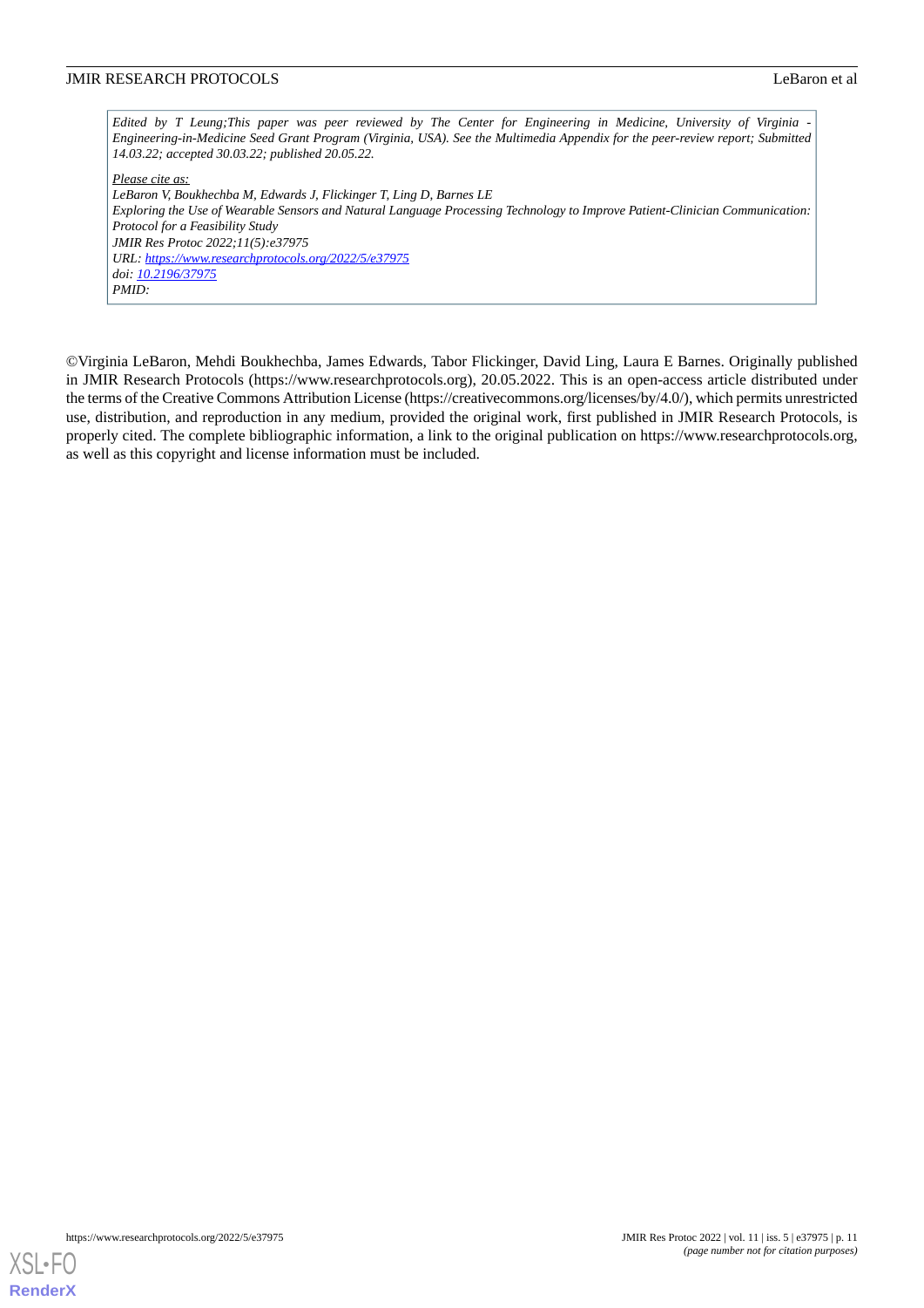*Edited by T Leung;This paper was peer reviewed by The Center for Engineering in Medicine, University of Virginia - Engineering-in-Medicine Seed Grant Program (Virginia, USA). See the Multimedia Appendix for the peer-review report; Submitted 14.03.22; accepted 30.03.22; published 20.05.22.*

*Please cite as:*
*LeBaron V, Boukhechba M, Edwards J, Flickinger T, Ling D, Barnes LE*
*Exploring the Use of Wearable Sensors and Natural Language Processing Technology to Improve Patient-Clinician Communication: Protocol for a Feasibility Study*
*JMIR Res Protoc 2022;11(5):e37975*
*URL: [https://www.researchprotocols.org/2022/5/e37975](https://www.researchprotocols.org/2022/5/e37975)*
*doi: [10.2196/37975](10.2196/37975)*
*PMID:*

©Virginia LeBaron, Mehdi Boukhechba, James Edwards, Tabor Flickinger, David Ling, Laura E Barnes. Originally published in JMIR Research Protocols (https://www.researchprotocols.org), 20.05.2022. This is an open-access article distributed under the terms of the Creative Commons Attribution License (https://creativecommons.org/licenses/by/4.0/), which permits unrestricted use, distribution, and reproduction in any medium, provided the original work, first published in JMIR Research Protocols, is properly cited. The complete bibliographic information, a link to the original publication on https://www.researchprotocols.org, as well as this copyright and license information must be included.